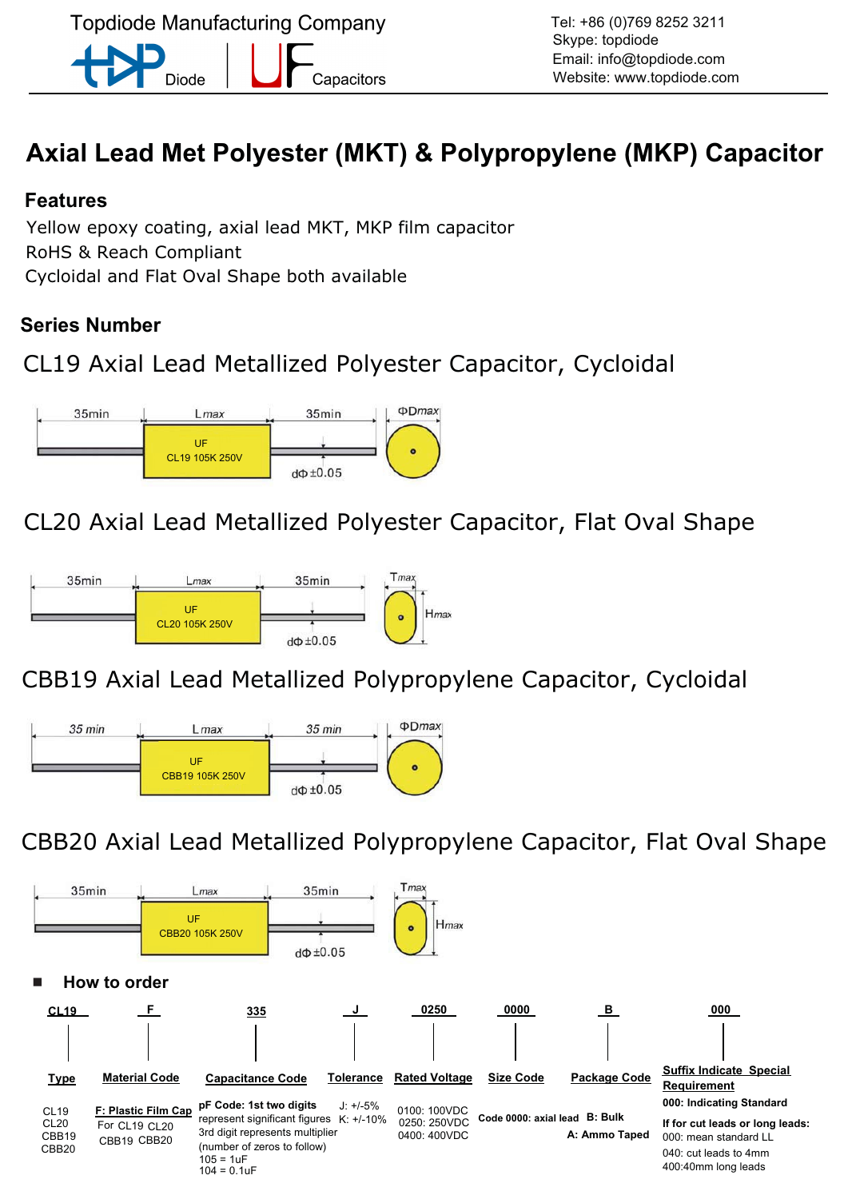Topdiode Manufacturing Company

Diode | Capacitors

Tel: +86 (0)769 8252 3211
Skype: topdiode
Email: info@topdiode.com
Website: www.topdiode.com

# Axial Lead Met Polyester (MKT) & Polypropylene (MKP) Capacitor

## Features

Yellow epoxy coating, axial lead MKT, MKP film capacitor
RoHS & Reach Compliant
Cycloidal and Flat Oval Shape both available

## Series Number

### CL19 Axial Lead Metallized Polyester Capacitor, Cycloidal

35min | Lmax | 35min | ΦDmax

UF
CL19 105K 250V

dΦ ±0.05

### CL20 Axial Lead Metallized Polyester Capacitor, Flat Oval Shape

35min | Lmax | 35min | Tmax | Hmax

UF
CL20 105K 250V

dΦ ±0.05

### CBB19 Axial Lead Metallized Polypropylene Capacitor, Cycloidal

35 min | Lmax | 35 min | ΦDmax

UF
CBB19 105K 250V

dΦ ±0.05

### CBB20 Axial Lead Metallized Polypropylene Capacitor, Flat Oval Shape

35min | Lmax | 35min | Tmax | Hmax

UF
CBB20 105K 250V

dΦ ±0.05

## How to order

| CL19 | F | 335 | J | 0250 | 0000 | B | 000 |
|---|---|---|---|---|---|---|---|
| **Type** | **Material Code** | **Capacitance Code** | **Tolerance** | **Rated Voltage** | **Size Code** | **Package Code** | **Suffix Indicate Special Requirement** |
| CL19<br>CL20<br>CBB19<br>CBB20 | **F: Plastic Film Cap**<br>For CL19 CL20<br>CBB19 CBB20 | **pF Code: 1st two digits** represent significant figures<br>3rd digit represents multiplier (number of zeros to follow)<br>105 = 1uF<br>104 = 0.1uF | J: +/-5%<br>K: +/-10% | 0100: 100VDC<br>0250: 250VDC<br>0400: 400VDC | **Code 0000: axial lead** | **B: Bulk**<br>**A: Ammo Taped** | **000: Indicating Standard**<br>**If for cut leads or long leads:**<br>000: mean standard LL<br>040: cut leads to 4mm<br>400:40mm long leads |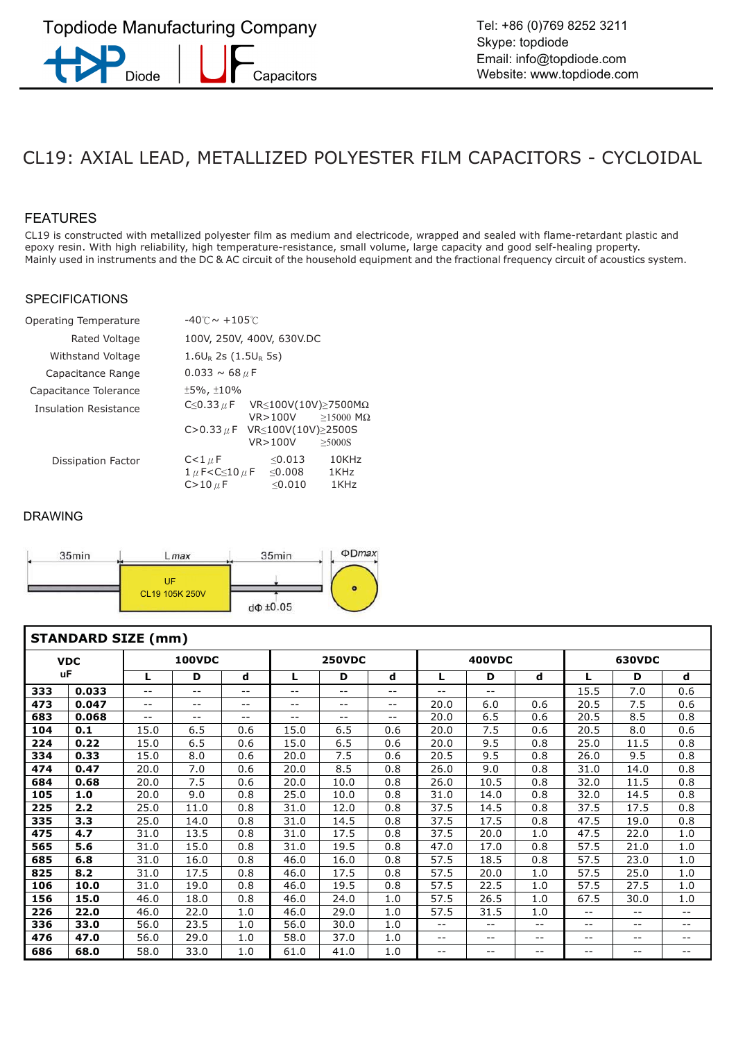Topdiode Manufacturing Company

Diode | Capacitors

Tel: +86 (0)769 8252 3211
Skype: topdiode
Email: info@topdiode.com
Website: www.topdiode.com

# CL19: AXIAL LEAD, METALLIZED POLYESTER FILM CAPACITORS - CYCLOIDAL

## FEATURES

CL19 is constructed with metallized polyester film as medium and electricode, wrapped and sealed with flame-retardant plastic and epoxy resin. With high reliability, high temperature-resistance, small volume, large capacity and good self-healing property.
Mainly used in instruments and the DC & AC circuit of the household equipment and the fractional frequency circuit of acoustics system.

## SPECIFICATIONS

| | |
|---|---|
| Operating Temperature | -40℃ ~ +105℃ |
| Rated Voltage | 100V, 250V, 400V, 630V.DC |
| Withstand Voltage | $1.6U_R$ 2s ($1.5U_R$ 5s) |
| Capacitance Range | 0.033 ~ 68μF |
| Capacitance Tolerance | ±5%, ±10% |
| Insulation Resistance | C≤0.33μF VR≤100V(10V)≥7500MΩ; VR>100V ≥15000 MΩ<br>C>0.33μF VR≤100V(10V)≥2500S; VR>100V ≥5000S |
| Dissipation Factor | C<1μF ≤0.013 10KHz<br>1μF<C≤10μF ≤0.008 1KHz<br>C>10μF ≤0.010 1KHz |

## DRAWING

35min — Lmax — 35min — ΦDmax

UF
CL19 105K 250V

dΦ ±0.05

## STANDARD SIZE (mm)

| VDC | | 100VDC | | | 250VDC | | | 400VDC | | | 630VDC | | |
|---|---|---|---|---|---|---|---|---|---|---|---|---|---|
| uF | | L | D | d | L | D | d | L | D | d | L | D | d |
| **333** | **0.033** | -- | -- | -- | -- | -- | -- | -- | -- | | 15.5 | 7.0 | 0.6 |
| **473** | **0.047** | -- | -- | -- | -- | -- | -- | 20.0 | 6.0 | 0.6 | 20.5 | 7.5 | 0.6 |
| **683** | **0.068** | -- | -- | -- | -- | -- | -- | 20.0 | 6.5 | 0.6 | 20.5 | 8.5 | 0.8 |
| **104** | **0.1** | 15.0 | 6.5 | 0.6 | 15.0 | 6.5 | 0.6 | 20.0 | 7.5 | 0.6 | 20.5 | 8.0 | 0.6 |
| **224** | **0.22** | 15.0 | 6.5 | 0.6 | 15.0 | 6.5 | 0.6 | 20.0 | 9.5 | 0.8 | 25.0 | 11.5 | 0.8 |
| **334** | **0.33** | 15.0 | 8.0 | 0.6 | 20.0 | 7.5 | 0.6 | 20.5 | 9.5 | 0.8 | 26.0 | 9.5 | 0.8 |
| **474** | **0.47** | 20.0 | 7.0 | 0.6 | 20.0 | 8.5 | 0.8 | 26.0 | 9.0 | 0.8 | 31.0 | 14.0 | 0.8 |
| **684** | **0.68** | 20.0 | 7.5 | 0.6 | 20.0 | 10.0 | 0.8 | 26.0 | 10.5 | 0.8 | 32.0 | 11.5 | 0.8 |
| **105** | **1.0** | 20.0 | 9.0 | 0.8 | 25.0 | 10.0 | 0.8 | 31.0 | 14.0 | 0.8 | 32.0 | 14.5 | 0.8 |
| **225** | **2.2** | 25.0 | 11.0 | 0.8 | 31.0 | 12.0 | 0.8 | 37.5 | 14.5 | 0.8 | 37.5 | 17.5 | 0.8 |
| **335** | **3.3** | 25.0 | 14.0 | 0.8 | 31.0 | 14.5 | 0.8 | 37.5 | 17.5 | 0.8 | 47.5 | 19.0 | 0.8 |
| **475** | **4.7** | 31.0 | 13.5 | 0.8 | 31.0 | 17.5 | 0.8 | 37.5 | 20.0 | 1.0 | 47.5 | 22.0 | 1.0 |
| **565** | **5.6** | 31.0 | 15.0 | 0.8 | 31.0 | 19.5 | 0.8 | 47.0 | 17.0 | 0.8 | 57.5 | 21.0 | 1.0 |
| **685** | **6.8** | 31.0 | 16.0 | 0.8 | 46.0 | 16.0 | 0.8 | 57.5 | 18.5 | 0.8 | 57.5 | 23.0 | 1.0 |
| **825** | **8.2** | 31.0 | 17.5 | 0.8 | 46.0 | 17.5 | 0.8 | 57.5 | 20.0 | 1.0 | 57.5 | 25.0 | 1.0 |
| **106** | **10.0** | 31.0 | 19.0 | 0.8 | 46.0 | 19.5 | 0.8 | 57.5 | 22.5 | 1.0 | 57.5 | 27.5 | 1.0 |
| **156** | **15.0** | 46.0 | 18.0 | 0.8 | 46.0 | 24.0 | 1.0 | 57.5 | 26.5 | 1.0 | 67.5 | 30.0 | 1.0 |
| **226** | **22.0** | 46.0 | 22.0 | 1.0 | 46.0 | 29.0 | 1.0 | 57.5 | 31.5 | 1.0 | -- | -- | -- |
| **336** | **33.0** | 56.0 | 23.5 | 1.0 | 56.0 | 30.0 | 1.0 | -- | -- | -- | -- | -- | -- |
| **476** | **47.0** | 56.0 | 29.0 | 1.0 | 58.0 | 37.0 | 1.0 | -- | -- | -- | -- | -- | -- |
| **686** | **68.0** | 58.0 | 33.0 | 1.0 | 61.0 | 41.0 | 1.0 | -- | -- | -- | -- | -- | -- |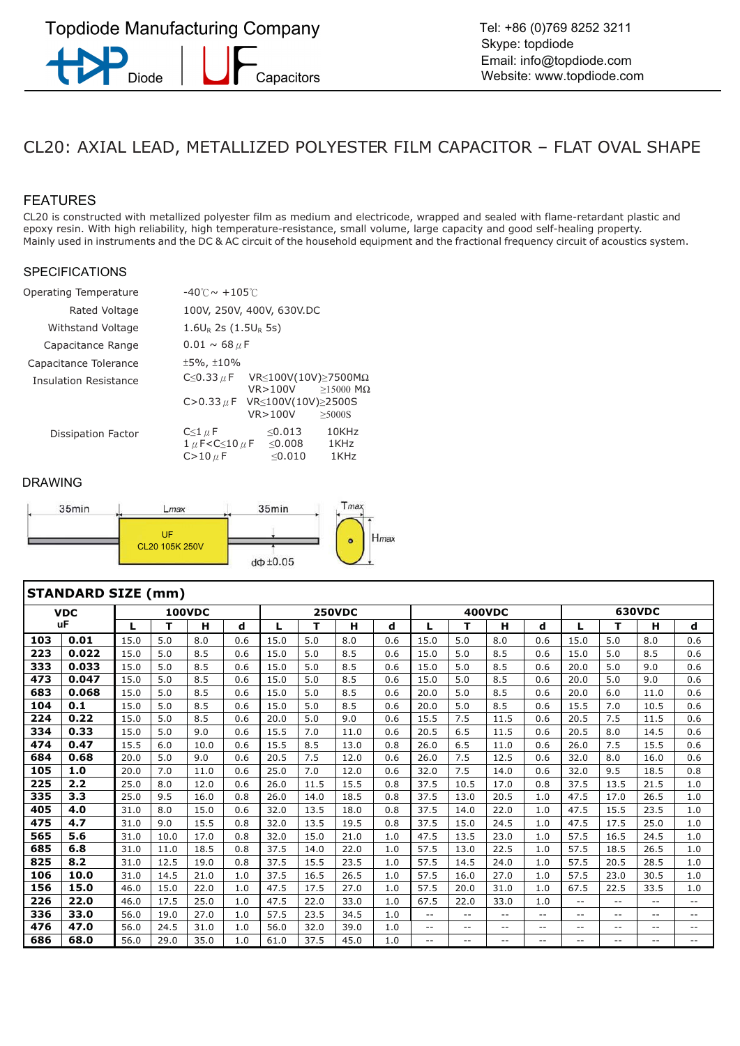Topdiode Manufacturing Company

Diode | UF Capacitors

Tel: +86 (0)769 8252 3211
Skype: topdiode
Email: info@topdiode.com
Website: www.topdiode.com

# CL20: AXIAL LEAD, METALLIZED POLYESTER FILM CAPACITOR – FLAT OVAL SHAPE

## FEATURES

CL20 is constructed with metallized polyester film as medium and electricode, wrapped and sealed with flame-retardant plastic and epoxy resin. With high reliability, high temperature-resistance, small volume, large capacity and good self-healing property.
Mainly used in instruments and the DC & AC circuit of the household equipment and the fractional frequency circuit of acoustics system.

## SPECIFICATIONS

| | |
|---|---|
| Operating Temperature | -40℃ ~ +105℃ |
| Rated Voltage | 100V, 250V, 400V, 630V.DC |
| Withstand Voltage | $1.6U_R$ 2s ($1.5U_R$ 5s) |
| Capacitance Range | 0.01 ~ 68 μF |
| Capacitance Tolerance | ±5%, ±10% |
| Insulation Resistance | C≤0.33 μF: VR≤100V(10V)≥7500MΩ; VR>100V ≥15000 MΩ<br>C>0.33 μF: VR≤100V(10V)≥2500S; VR>100V ≥5000S |
| Dissipation Factor | C≤1 μF: ≤0.013 10KHz<br>1 μF<C≤10 μF: ≤0.008 1KHz<br>C>10 μF: ≤0.010 1KHz |

## DRAWING

35min | Lmax | 35min | Tmax | Hmax | dΦ±0.05 | UF CL20 105K 250V

## STANDARD SIZE (mm)

| VDC | | 100VDC | | | | 250VDC | | | | 400VDC | | | | 630VDC | | | |
|---|---|---|---|---|---|---|---|---|---|---|---|---|---|---|---|---|---|
| uF | | L | T | H | d | L | T | H | d | L | T | H | d | L | T | H | d |
| **103** | **0.01** | 15.0 | 5.0 | 8.0 | 0.6 | 15.0 | 5.0 | 8.0 | 0.6 | 15.0 | 5.0 | 8.0 | 0.6 | 15.0 | 5.0 | 8.0 | 0.6 |
| **223** | **0.022** | 15.0 | 5.0 | 8.5 | 0.6 | 15.0 | 5.0 | 8.5 | 0.6 | 15.0 | 5.0 | 8.5 | 0.6 | 15.0 | 5.0 | 8.5 | 0.6 |
| **333** | **0.033** | 15.0 | 5.0 | 8.5 | 0.6 | 15.0 | 5.0 | 8.5 | 0.6 | 15.0 | 5.0 | 8.5 | 0.6 | 20.0 | 5.0 | 9.0 | 0.6 |
| **473** | **0.047** | 15.0 | 5.0 | 8.5 | 0.6 | 15.0 | 5.0 | 8.5 | 0.6 | 15.0 | 5.0 | 8.5 | 0.6 | 20.0 | 5.0 | 9.0 | 0.6 |
| **683** | **0.068** | 15.0 | 5.0 | 8.5 | 0.6 | 15.0 | 5.0 | 8.5 | 0.6 | 20.0 | 5.0 | 8.5 | 0.6 | 20.0 | 6.0 | 11.0 | 0.6 |
| **104** | **0.1** | 15.0 | 5.0 | 8.5 | 0.6 | 15.0 | 5.0 | 8.5 | 0.6 | 20.0 | 5.0 | 8.5 | 0.6 | 15.5 | 7.0 | 10.5 | 0.6 |
| **224** | **0.22** | 15.0 | 5.0 | 8.5 | 0.6 | 20.0 | 5.0 | 9.0 | 0.6 | 15.5 | 7.5 | 11.5 | 0.6 | 20.5 | 7.5 | 11.5 | 0.6 |
| **334** | **0.33** | 15.0 | 5.0 | 9.0 | 0.6 | 15.5 | 7.0 | 11.0 | 0.6 | 20.5 | 6.5 | 11.5 | 0.6 | 20.5 | 8.0 | 14.5 | 0.6 |
| **474** | **0.47** | 15.5 | 6.0 | 10.0 | 0.6 | 15.5 | 8.5 | 13.0 | 0.8 | 26.0 | 6.5 | 11.0 | 0.6 | 26.0 | 7.5 | 15.5 | 0.6 |
| **684** | **0.68** | 20.0 | 5.0 | 9.0 | 0.6 | 20.5 | 7.5 | 12.0 | 0.6 | 26.0 | 7.5 | 12.5 | 0.6 | 32.0 | 8.0 | 16.0 | 0.6 |
| **105** | **1.0** | 20.0 | 7.0 | 11.0 | 0.6 | 25.0 | 7.0 | 12.0 | 0.6 | 32.0 | 7.5 | 14.0 | 0.6 | 32.0 | 9.5 | 18.5 | 0.8 |
| **225** | **2.2** | 25.0 | 8.0 | 12.0 | 0.6 | 26.0 | 11.5 | 15.5 | 0.8 | 37.5 | 10.5 | 17.0 | 0.8 | 37.5 | 13.5 | 21.5 | 1.0 |
| **335** | **3.3** | 25.0 | 9.5 | 16.0 | 0.8 | 26.0 | 14.0 | 18.5 | 0.8 | 37.5 | 13.0 | 20.5 | 1.0 | 47.5 | 17.0 | 26.5 | 1.0 |
| **405** | **4.0** | 31.0 | 8.0 | 15.0 | 0.6 | 32.0 | 13.5 | 18.0 | 0.8 | 37.5 | 14.0 | 22.0 | 1.0 | 47.5 | 15.5 | 23.5 | 1.0 |
| **475** | **4.7** | 31.0 | 9.0 | 15.5 | 0.8 | 32.0 | 13.5 | 19.5 | 0.8 | 37.5 | 15.0 | 24.5 | 1.0 | 47.5 | 17.5 | 25.0 | 1.0 |
| **565** | **5.6** | 31.0 | 10.0 | 17.0 | 0.8 | 32.0 | 15.0 | 21.0 | 1.0 | 47.5 | 13.5 | 23.0 | 1.0 | 57.5 | 16.5 | 24.5 | 1.0 |
| **685** | **6.8** | 31.0 | 11.0 | 18.5 | 0.8 | 37.5 | 14.0 | 22.0 | 1.0 | 57.5 | 13.0 | 22.5 | 1.0 | 57.5 | 18.5 | 26.5 | 1.0 |
| **825** | **8.2** | 31.0 | 12.5 | 19.0 | 0.8 | 37.5 | 15.5 | 23.5 | 1.0 | 57.5 | 14.5 | 24.0 | 1.0 | 57.5 | 20.5 | 28.5 | 1.0 |
| **106** | **10.0** | 31.0 | 14.5 | 21.0 | 1.0 | 37.5 | 16.5 | 26.5 | 1.0 | 57.5 | 16.0 | 27.0 | 1.0 | 57.5 | 23.0 | 30.5 | 1.0 |
| **156** | **15.0** | 46.0 | 15.0 | 22.0 | 1.0 | 47.5 | 17.5 | 27.0 | 1.0 | 57.5 | 20.0 | 31.0 | 1.0 | 67.5 | 22.5 | 33.5 | 1.0 |
| **226** | **22.0** | 46.0 | 17.5 | 25.0 | 1.0 | 47.5 | 22.0 | 33.0 | 1.0 | 67.5 | 22.0 | 33.0 | 1.0 | -- | -- | -- | -- |
| **336** | **33.0** | 56.0 | 19.0 | 27.0 | 1.0 | 57.5 | 23.5 | 34.5 | 1.0 | -- | -- | -- | -- | -- | -- | -- | -- |
| **476** | **47.0** | 56.0 | 24.5 | 31.0 | 1.0 | 56.0 | 32.0 | 39.0 | 1.0 | -- | -- | -- | -- | -- | -- | -- | -- |
| **686** | **68.0** | 56.0 | 29.0 | 35.0 | 1.0 | 61.0 | 37.5 | 45.0 | 1.0 | -- | -- | -- | -- | -- | -- | -- | -- |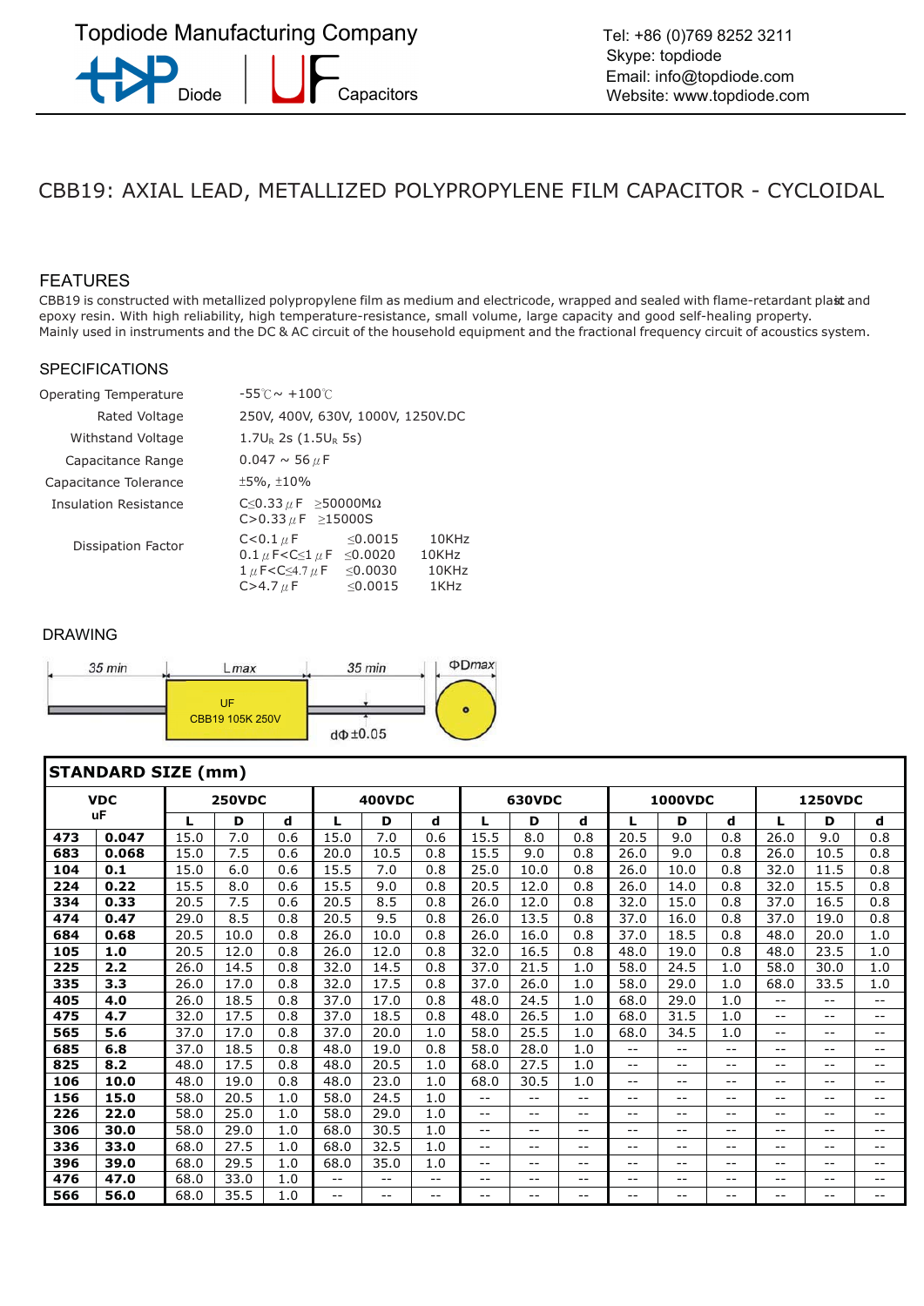Topdiode Manufacturing Company

Diode | Capacitors

Tel: +86 (0)769 8252 3211
Skype: topdiode
Email: info@topdiode.com
Website: www.topdiode.com

# CBB19: AXIAL LEAD, METALLIZED POLYPROPYLENE FILM CAPACITOR - CYCLOIDAL

## FEATURES

CB19 is constructed with metallized polypropylene film as medium and electricode, wrapped and sealed with flame-retardant plast and epoxy resin. With high reliability, high temperature-resistance, small volume, large capacity and good self-healing property.
Mainly used in instruments and the DC & AC circuit of the household equipment and the fractional frequency circuit of acoustics system.

## SPECIFICATIONS

| | |
|---|---|
| Operating Temperature | -55℃ ~ +100℃ |
| Rated Voltage | 250V, 400V, 630V, 1000V, 1250V.DC |
| Withstand Voltage | $1.7U_R$ 2s ($1.5U_R$ 5s) |
| Capacitance Range | 0.047 ~ 56 μF |
| Capacitance Tolerance | ±5%, ±10% |
| Insulation Resistance | C≤0.33 μF ≥50000MΩ<br>C>0.33 μF ≥15000S |
| Dissipation Factor | C<0.1 μF ≤0.0015 10KHz<br>0.1 μF<C≤1 μF ≤0.0020 10KHz<br>1 μF<C≤4.7 μF ≤0.0030 10KHz<br>C>4.7 μF ≤0.0015 1KHz |

## DRAWING

35 min | Lmax | 35 min | ΦDmax

UF
CBB19 105K 250V

dΦ ±0.05

## STANDARD SIZE (mm)

| VDC uF | | 250VDC | | | 400VDC | | | 630VDC | | | 1000VDC | | | 1250VDC | | |
|---|---|---|---|---|---|---|---|---|---|---|---|---|---|---|---|---|
| | | L | D | d | L | D | d | L | D | d | L | D | d | L | D | d |
| **473** | **0.047** | 15.0 | 7.0 | 0.6 | 15.0 | 7.0 | 0.6 | 15.5 | 8.0 | 0.8 | 20.5 | 9.0 | 0.8 | 26.0 | 9.0 | 0.8 |
| **683** | **0.068** | 15.0 | 7.5 | 0.6 | 20.0 | 10.5 | 0.8 | 15.5 | 9.0 | 0.8 | 26.0 | 9.0 | 0.8 | 26.0 | 10.5 | 0.8 |
| **104** | **0.1** | 15.0 | 6.0 | 0.6 | 15.5 | 7.0 | 0.8 | 25.0 | 10.0 | 0.8 | 26.0 | 10.0 | 0.8 | 32.0 | 11.5 | 0.8 |
| **224** | **0.22** | 15.5 | 8.0 | 0.6 | 15.5 | 9.0 | 0.8 | 20.5 | 12.0 | 0.8 | 26.0 | 14.0 | 0.8 | 32.0 | 15.5 | 0.8 |
| **334** | **0.33** | 20.5 | 7.5 | 0.6 | 20.5 | 8.5 | 0.8 | 26.0 | 12.0 | 0.8 | 32.0 | 15.0 | 0.8 | 37.0 | 16.5 | 0.8 |
| **474** | **0.47** | 29.0 | 8.5 | 0.8 | 20.5 | 9.5 | 0.8 | 26.0 | 13.5 | 0.8 | 37.0 | 16.0 | 0.8 | 37.0 | 19.0 | 0.8 |
| **684** | **0.68** | 20.5 | 10.0 | 0.8 | 26.0 | 10.0 | 0.8 | 26.0 | 16.0 | 0.8 | 37.0 | 18.5 | 0.8 | 48.0 | 20.0 | 1.0 |
| **105** | **1.0** | 20.5 | 12.0 | 0.8 | 26.0 | 12.0 | 0.8 | 32.0 | 16.5 | 0.8 | 48.0 | 19.0 | 0.8 | 48.0 | 23.5 | 1.0 |
| **225** | **2.2** | 26.0 | 14.5 | 0.8 | 32.0 | 14.5 | 0.8 | 37.0 | 21.5 | 1.0 | 58.0 | 24.5 | 1.0 | 58.0 | 30.0 | 1.0 |
| **335** | **3.3** | 26.0 | 17.0 | 0.8 | 32.0 | 17.5 | 0.8 | 37.0 | 26.0 | 1.0 | 58.0 | 29.0 | 1.0 | 68.0 | 33.5 | 1.0 |
| **405** | **4.0** | 26.0 | 18.5 | 0.8 | 37.0 | 17.0 | 0.8 | 48.0 | 24.5 | 1.0 | 68.0 | 29.0 | 1.0 | -- | -- | -- |
| **475** | **4.7** | 32.0 | 17.5 | 0.8 | 37.0 | 18.5 | 0.8 | 48.0 | 26.5 | 1.0 | 68.0 | 31.5 | 1.0 | -- | -- | -- |
| **565** | **5.6** | 37.0 | 17.0 | 0.8 | 37.0 | 20.0 | 1.0 | 58.0 | 25.5 | 1.0 | 68.0 | 34.5 | 1.0 | -- | -- | -- |
| **685** | **6.8** | 37.0 | 18.5 | 0.8 | 48.0 | 19.0 | 0.8 | 58.0 | 28.0 | 1.0 | -- | -- | -- | -- | -- | -- |
| **825** | **8.2** | 48.0 | 17.5 | 0.8 | 48.0 | 20.5 | 1.0 | 68.0 | 27.5 | 1.0 | -- | -- | -- | -- | -- | -- |
| **106** | **10.0** | 48.0 | 19.0 | 0.8 | 48.0 | 23.0 | 1.0 | 68.0 | 30.5 | 1.0 | -- | -- | -- | -- | -- | -- |
| **156** | **15.0** | 58.0 | 20.5 | 1.0 | 58.0 | 24.5 | 1.0 | -- | -- | -- | -- | -- | -- | -- | -- | -- |
| **226** | **22.0** | 58.0 | 25.0 | 1.0 | 58.0 | 29.0 | 1.0 | -- | -- | -- | -- | -- | -- | -- | -- | -- |
| **306** | **30.0** | 58.0 | 29.0 | 1.0 | 68.0 | 30.5 | 1.0 | -- | -- | -- | -- | -- | -- | -- | -- | -- |
| **336** | **33.0** | 68.0 | 27.5 | 1.0 | 68.0 | 32.5 | 1.0 | -- | -- | -- | -- | -- | -- | -- | -- | -- |
| **396** | **39.0** | 68.0 | 29.5 | 1.0 | 68.0 | 35.0 | 1.0 | -- | -- | -- | -- | -- | -- | -- | -- | -- |
| **476** | **47.0** | 68.0 | 33.0 | 1.0 | -- | -- | -- | -- | -- | -- | -- | -- | -- | -- | -- | -- |
| **566** | **56.0** | 68.0 | 35.5 | 1.0 | -- | -- | -- | -- | -- | -- | -- | -- | -- | -- | -- | -- |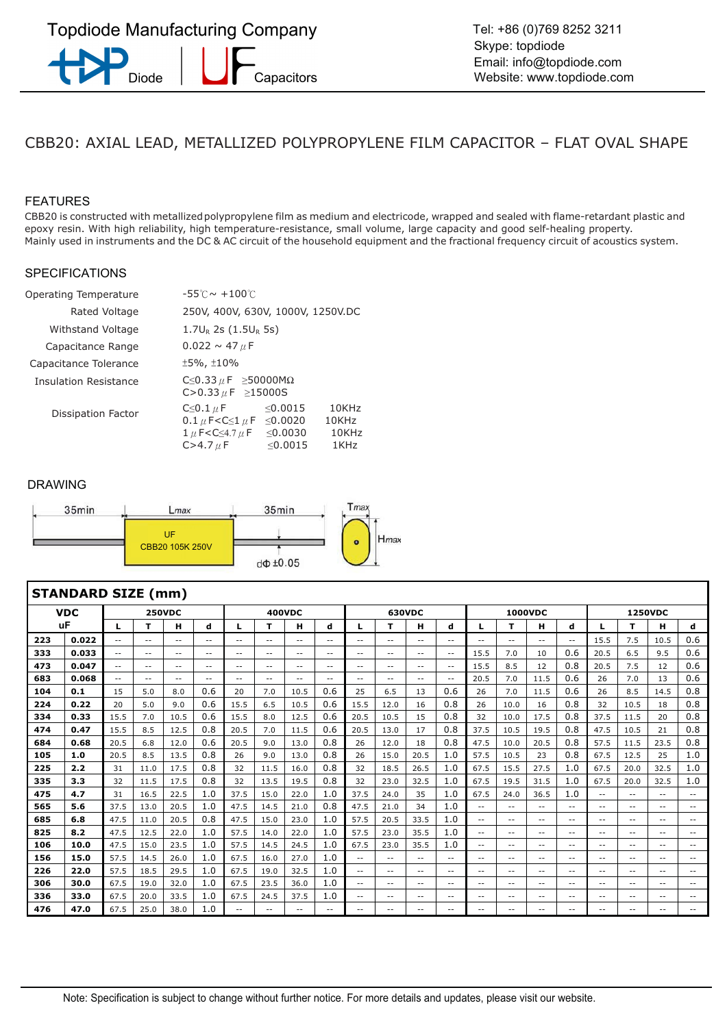Topdiode Manufacturing Company

Diode | Capacitors

Tel: +86 (0)769 8252 3211
Skype: topdiode
Email: info@topdiode.com
Website: www.topdiode.com

# CBB20: AXIAL LEAD, METALLIZED POLYPROPYLENE FILM CAPACITOR – FLAT OVAL SHAPE

## FEATURES

CBB20 is constructed with metallized polypropylene film as medium and electricode, wrapped and sealed with flame-retardant plastic and epoxy resin. With high reliability, high temperature-resistance, small volume, large capacity and good self-healing property.
Mainly used in instruments and the DC & AC circuit of the household equipment and the fractional frequency circuit of acoustics system.

## SPECIFICATIONS

| | |
|---|---|
| Operating Temperature | -55℃~ +100℃ |
| Rated Voltage | 250V, 400V, 630V, 1000V, 1250V.DC |
| Withstand Voltage | $1.7U_R$ 2s ($1.5U_R$ 5s) |
| Capacitance Range | 0.022 ~ 47 μF |
| Capacitance Tolerance | ±5%, ±10% |
| Insulation Resistance | C≤0.33 μF ≥50000MΩ<br>C>0.33 μF ≥15000S |
| Dissipation Factor | C≤0.1 μF ≤0.0015 10KHz<br>0.1 μF<C≤1 μF ≤0.0020 10KHz<br>1 μF<C≤4.7 μF ≤0.0030 10KHz<br>C>4.7 μF ≤0.0015 1KHz |

## DRAWING

35min | Lmax | 35min | Tmax | Hmax

UF
CBB20 105K 250V

dΦ ±0.05

## STANDARD SIZE (mm)

| VDC | | 250VDC | | | | 400VDC | | | | 630VDC | | | | 1000VDC | | | | 1250VDC | | | |
|---|---|---|---|---|---|---|---|---|---|---|---|---|---|---|---|---|---|---|---|---|---|
| uF | | L | T | H | d | L | T | H | d | L | T | H | d | L | T | H | d | L | T | H | d |
| 223 | 0.022 | -- | -- | -- | -- | -- | -- | -- | -- | -- | -- | -- | -- | -- | -- | -- | -- | 15.5 | 7.5 | 10.5 | 0.6 |
| 333 | 0.033 | -- | -- | -- | -- | -- | -- | -- | -- | -- | -- | -- | -- | 15.5 | 7.0 | 10 | 0.6 | 20.5 | 6.5 | 9.5 | 0.6 |
| 473 | 0.047 | -- | -- | -- | -- | -- | -- | -- | -- | -- | -- | -- | -- | 15.5 | 8.5 | 12 | 0.8 | 20.5 | 7.5 | 12 | 0.6 |
| 683 | 0.068 | -- | -- | -- | -- | -- | -- | -- | -- | -- | -- | -- | -- | 20.5 | 7.0 | 11.5 | 0.6 | 26 | 7.0 | 13 | 0.6 |
| 104 | 0.1 | 15 | 5.0 | 8.0 | 0.6 | 20 | 7.0 | 10.5 | 0.6 | 25 | 6.5 | 13 | 0.6 | 26 | 7.0 | 11.5 | 0.6 | 26 | 8.5 | 14.5 | 0.8 |
| 224 | 0.22 | 20 | 5.0 | 9.0 | 0.6 | 15.5 | 6.5 | 10.5 | 0.6 | 15.5 | 12.0 | 16 | 0.8 | 26 | 10.0 | 16 | 0.8 | 32 | 10.5 | 18 | 0.8 |
| 334 | 0.33 | 15.5 | 7.0 | 10.5 | 0.6 | 15.5 | 8.0 | 12.5 | 0.6 | 20.5 | 10.5 | 15 | 0.8 | 32 | 10.0 | 17.5 | 0.8 | 37.5 | 11.5 | 20 | 0.8 |
| 474 | 0.47 | 15.5 | 8.5 | 12.5 | 0.8 | 20.5 | 7.0 | 11.5 | 0.6 | 20.5 | 13.0 | 17 | 0.8 | 37.5 | 10.5 | 19.5 | 0.8 | 47.5 | 10.5 | 21 | 0.8 |
| 684 | 0.68 | 20.5 | 6.8 | 12.0 | 0.6 | 20.5 | 9.0 | 13.0 | 0.8 | 26 | 12.0 | 18 | 0.8 | 47.5 | 10.0 | 20.5 | 0.8 | 57.5 | 11.5 | 23.5 | 0.8 |
| 105 | 1.0 | 20.5 | 8.5 | 13.5 | 0.8 | 26 | 9.0 | 13.0 | 0.8 | 26 | 15.0 | 20.5 | 1.0 | 57.5 | 10.5 | 23 | 0.8 | 67.5 | 12.5 | 25 | 1.0 |
| 225 | 2.2 | 31 | 11.0 | 17.5 | 0.8 | 32 | 11.5 | 16.0 | 0.8 | 32 | 18.5 | 26.5 | 1.0 | 67.5 | 15.5 | 27.5 | 1.0 | 67.5 | 20.0 | 32.5 | 1.0 |
| 335 | 3.3 | 32 | 11.5 | 17.5 | 0.8 | 32 | 13.5 | 19.5 | 0.8 | 32 | 23.0 | 32.5 | 1.0 | 67.5 | 19.5 | 31.5 | 1.0 | 67.5 | 20.0 | 32.5 | 1.0 |
| 475 | 4.7 | 31 | 16.5 | 22.5 | 1.0 | 37.5 | 15.0 | 22.0 | 1.0 | 37.5 | 24.0 | 35 | 1.0 | 67.5 | 24.0 | 36.5 | 1.0 | -- | -- | -- | -- |
| 565 | 5.6 | 37.5 | 13.0 | 20.5 | 1.0 | 47.5 | 14.5 | 21.0 | 0.8 | 47.5 | 21.0 | 34 | 1.0 | -- | -- | -- | -- | -- | -- | -- | -- |
| 685 | 6.8 | 47.5 | 11.0 | 20.5 | 0.8 | 47.5 | 15.0 | 23.0 | 1.0 | 57.5 | 20.5 | 33.5 | 1.0 | -- | -- | -- | -- | -- | -- | -- | -- |
| 825 | 8.2 | 47.5 | 12.5 | 22.0 | 1.0 | 57.5 | 14.0 | 22.0 | 1.0 | 57.5 | 23.0 | 35.5 | 1.0 | -- | -- | -- | -- | -- | -- | -- | -- |
| 106 | 10.0 | 47.5 | 15.0 | 23.5 | 1.0 | 57.5 | 14.5 | 24.5 | 1.0 | 67.5 | 23.0 | 35.5 | 1.0 | -- | -- | -- | -- | -- | -- | -- | -- |
| 156 | 15.0 | 57.5 | 14.5 | 26.0 | 1.0 | 67.5 | 16.0 | 27.0 | 1.0 | -- | -- | -- | -- | -- | -- | -- | -- | -- | -- | -- | -- |
| 226 | 22.0 | 57.5 | 18.5 | 29.5 | 1.0 | 67.5 | 19.0 | 32.5 | 1.0 | -- | -- | -- | -- | -- | -- | -- | -- | -- | -- | -- | -- |
| 306 | 30.0 | 67.5 | 19.0 | 32.0 | 1.0 | 67.5 | 23.5 | 36.0 | 1.0 | -- | -- | -- | -- | -- | -- | -- | -- | -- | -- | -- | -- |
| 336 | 33.0 | 67.5 | 20.0 | 33.5 | 1.0 | 67.5 | 24.5 | 37.5 | 1.0 | -- | -- | -- | -- | -- | -- | -- | -- | -- | -- | -- | -- |
| 476 | 47.0 | 67.5 | 25.0 | 38.0 | 1.0 | -- | -- | -- | -- | -- | -- | -- | -- | -- | -- | -- | -- | -- | -- | -- | -- |

Note: Specification is subject to change without further notice. For more details and updates, please visit our website.